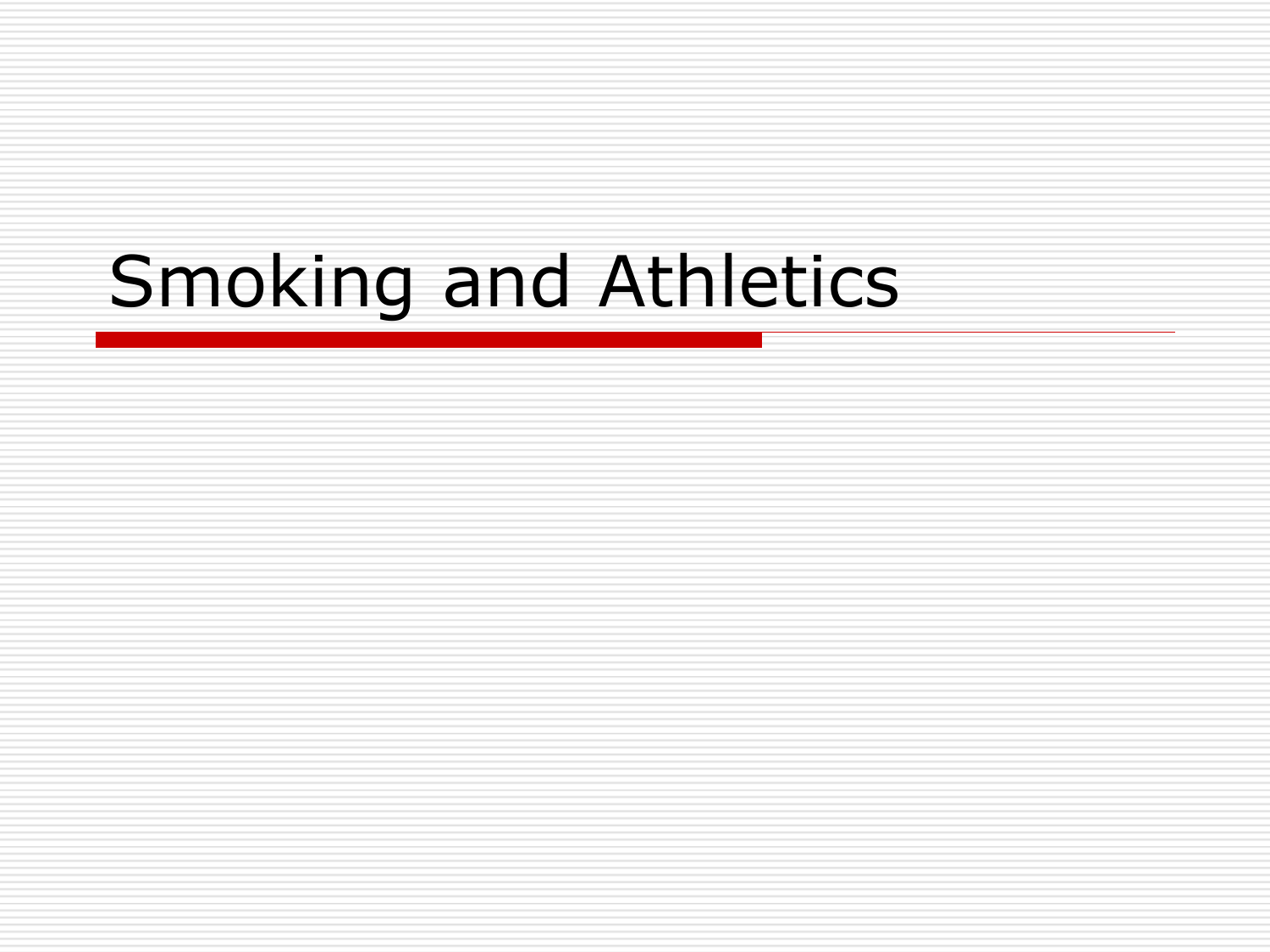# Smoking and Athletics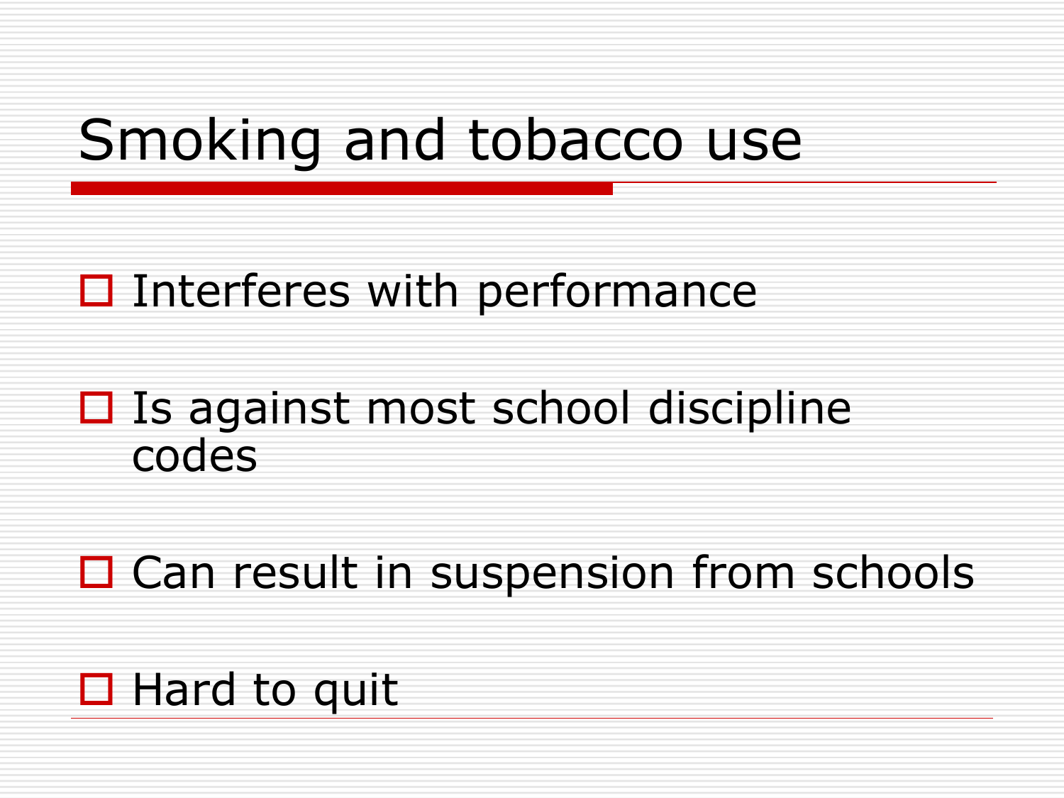# Smoking and tobacco use

- Interferes with performance
- Is against most school discipline codes
- Can result in suspension from schools
- Hard to quit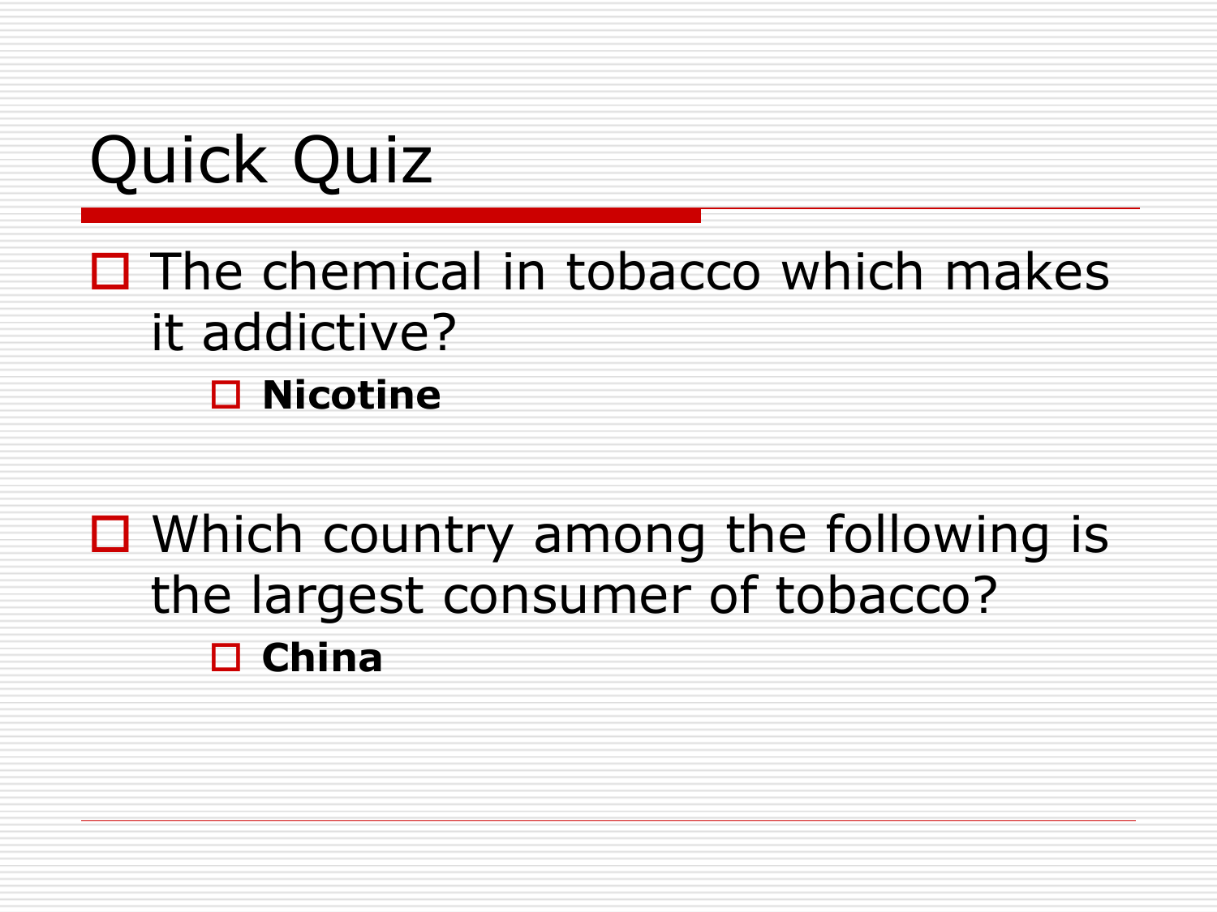# Quick Quiz

- The chemical in tobacco which makes it addictive?
  - **Nicotine**

- Which country among the following is the largest consumer of tobacco?
  - **China**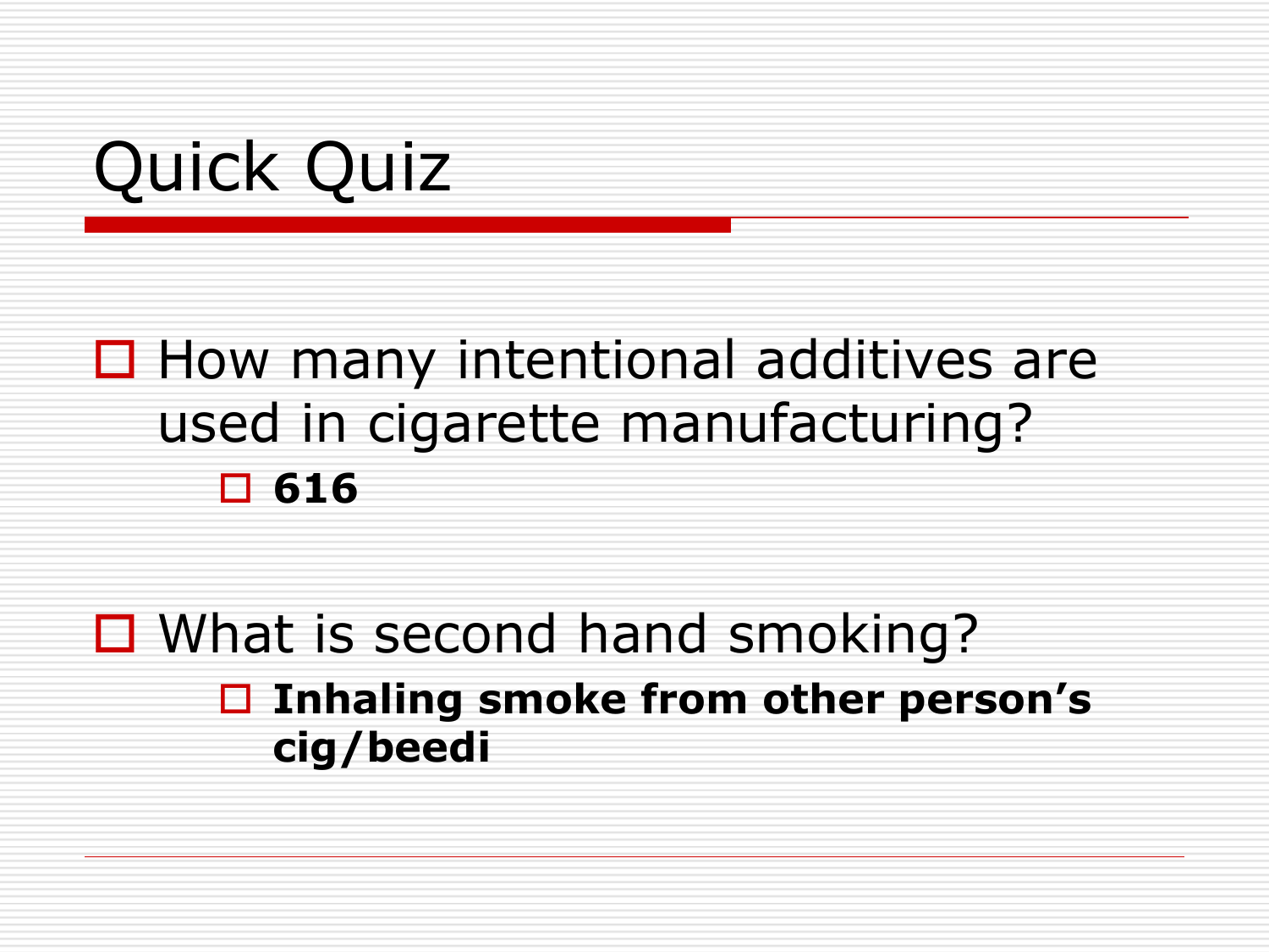# Quick Quiz

- How many intentional additives are used in cigarette manufacturing?
  - **616**
- What is second hand smoking?
  - **Inhaling smoke from other person's cig/beedi**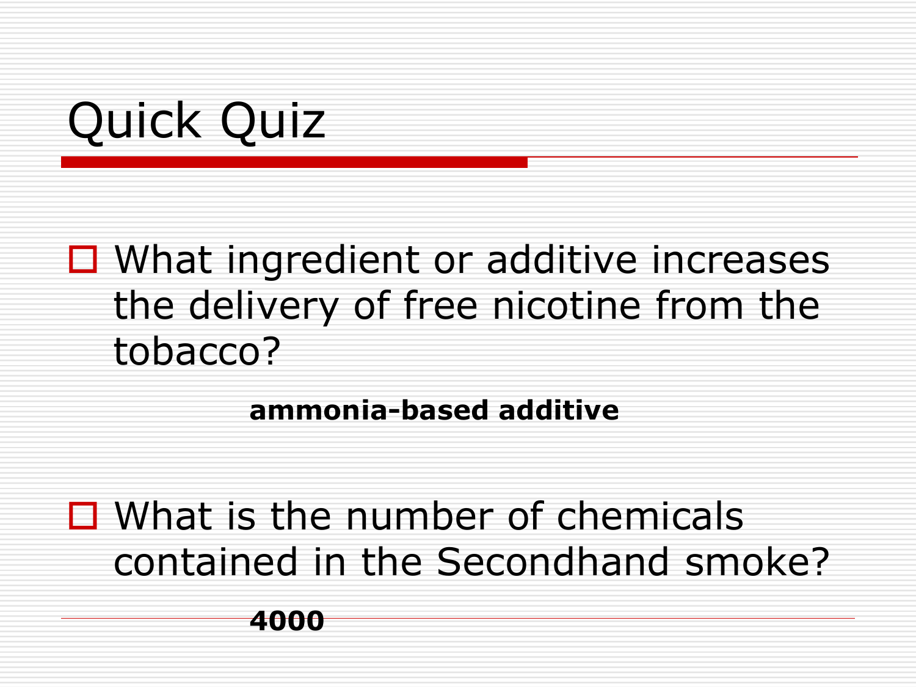# Quick Quiz

- What ingredient or additive increases the delivery of free nicotine from the tobacco?

  **ammonia-based additive**

- What is the number of chemicals contained in the Secondhand smoke?

  **4000**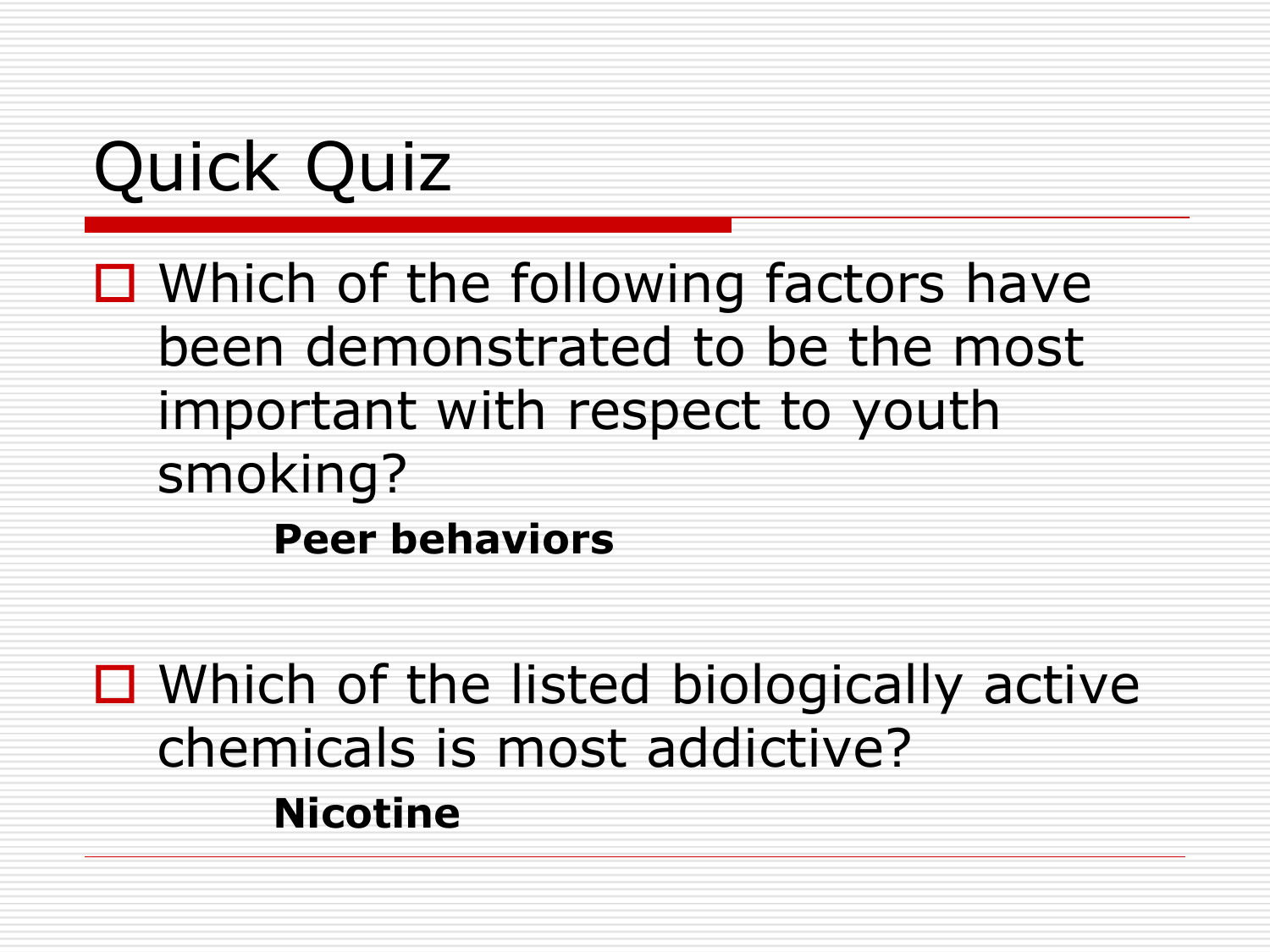# Quick Quiz

- Which of the following factors have been demonstrated to be the most important with respect to youth smoking?

  **Peer behaviors**

- Which of the listed biologically active chemicals is most addictive?

  **Nicotine**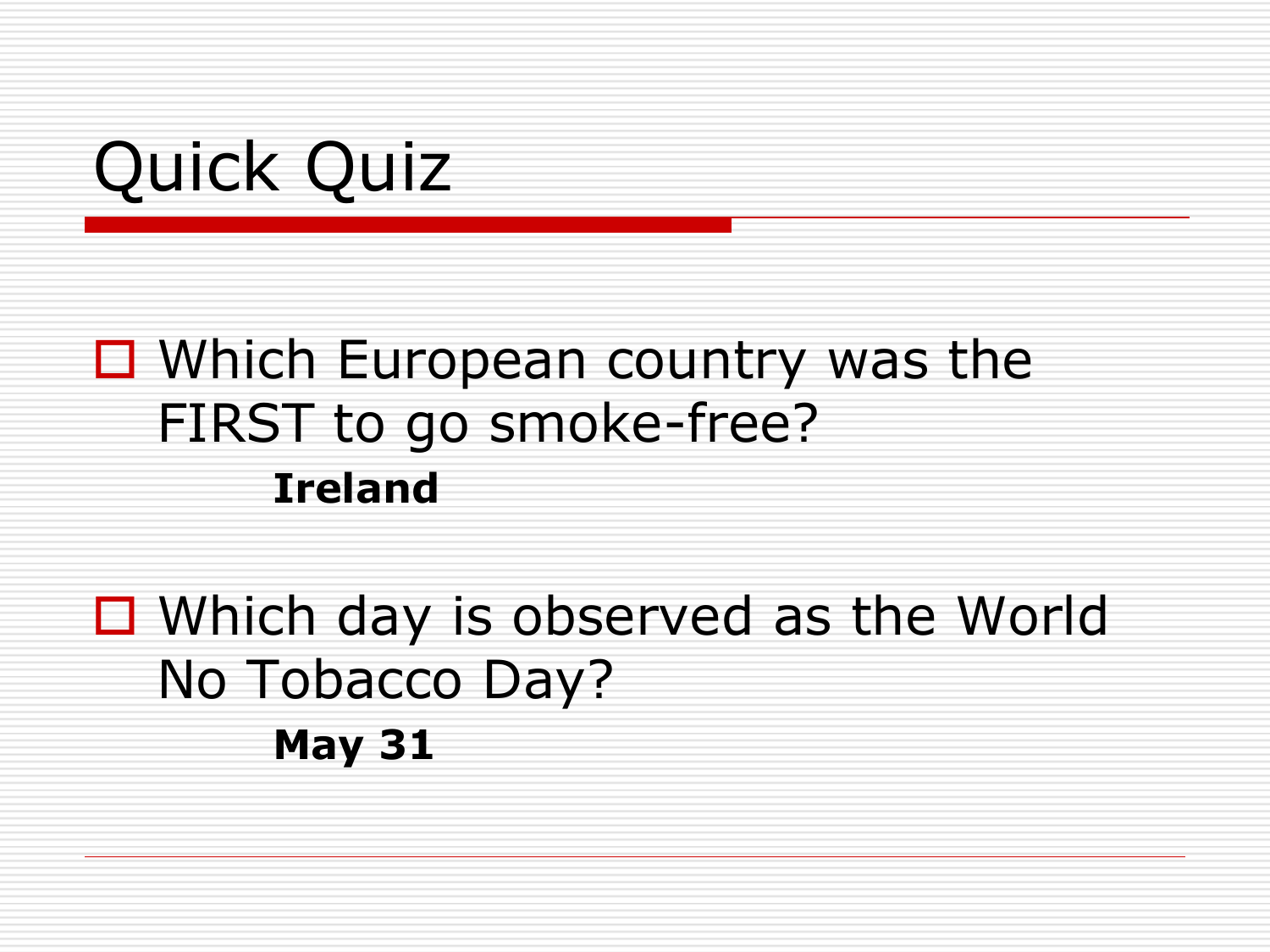# Quick Quiz

- Which European country was the FIRST to go smoke-free?

  **Ireland**

- Which day is observed as the World No Tobacco Day?

  **May 31**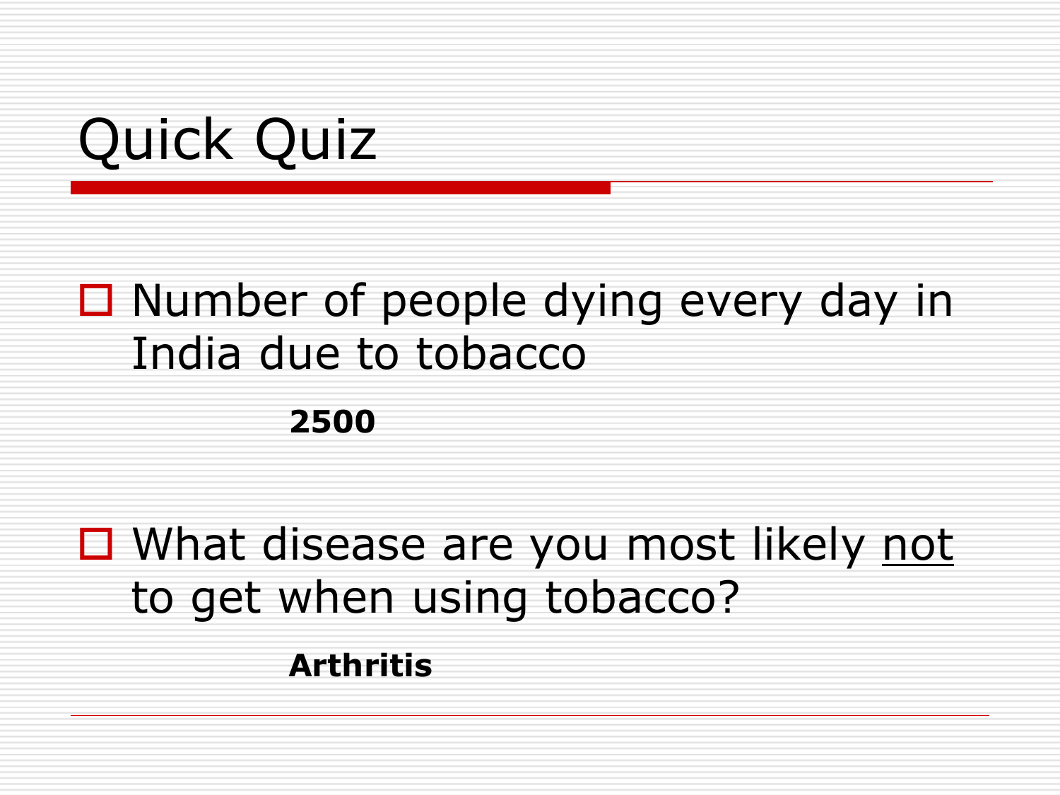# Quick Quiz

- Number of people dying every day in India due to tobacco

  **2500**

- What disease are you most likely <u>not</u> to get when using tobacco?

  **Arthritis**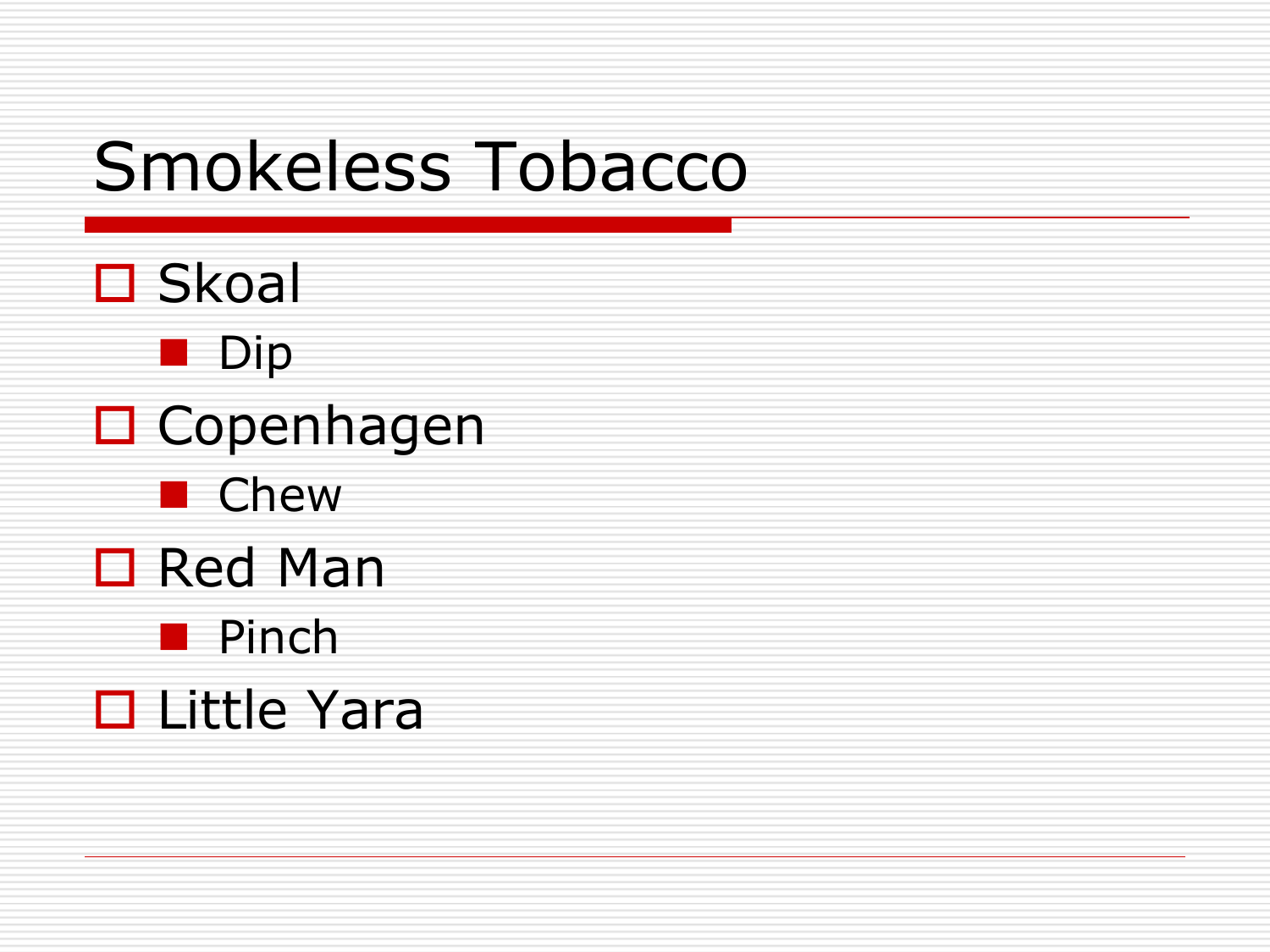# Smokeless Tobacco

- Skoal
  - Dip
- Copenhagen
  - Chew
- Red Man
  - Pinch
- Little Yara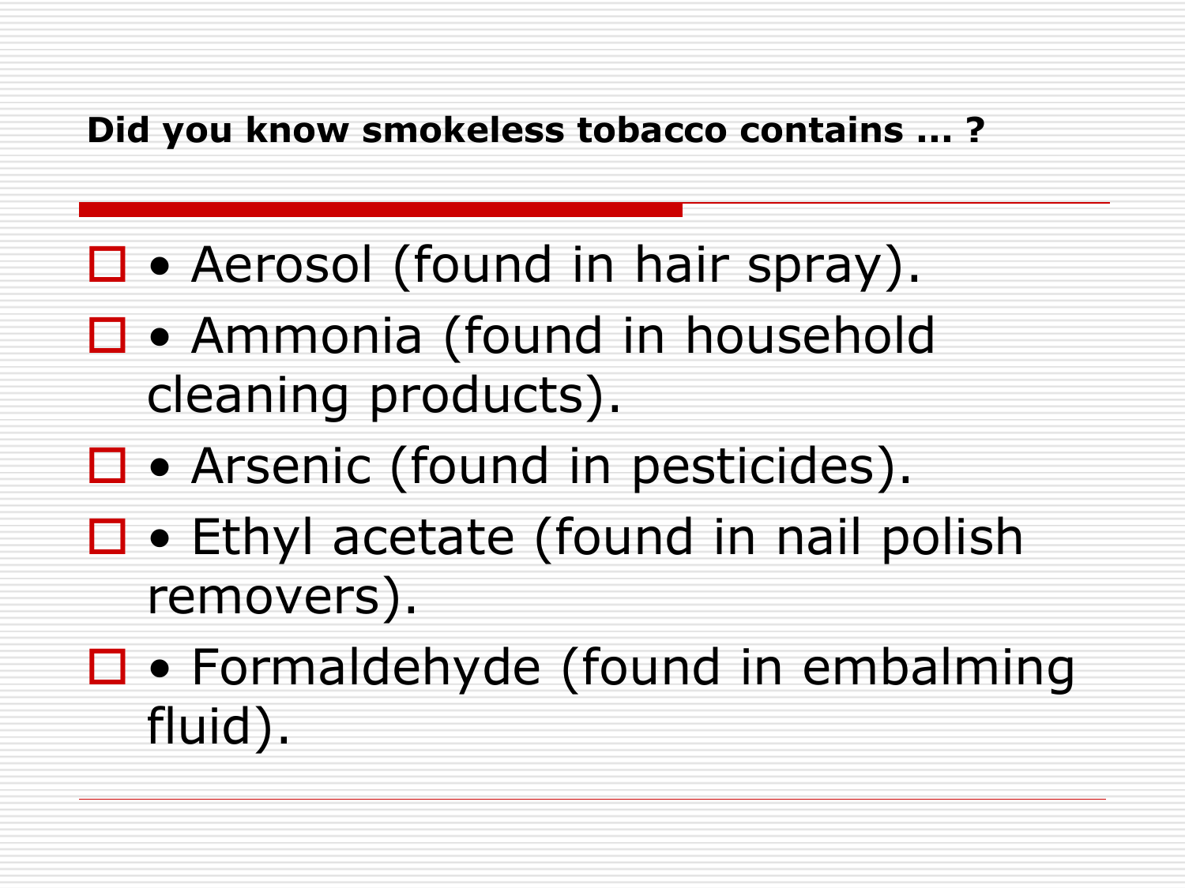**Did you know smokeless tobacco contains ... ?**

- • Aerosol (found in hair spray).
- • Ammonia (found in household cleaning products).
- • Arsenic (found in pesticides).
- • Ethyl acetate (found in nail polish removers).
- • Formaldehyde (found in embalming fluid).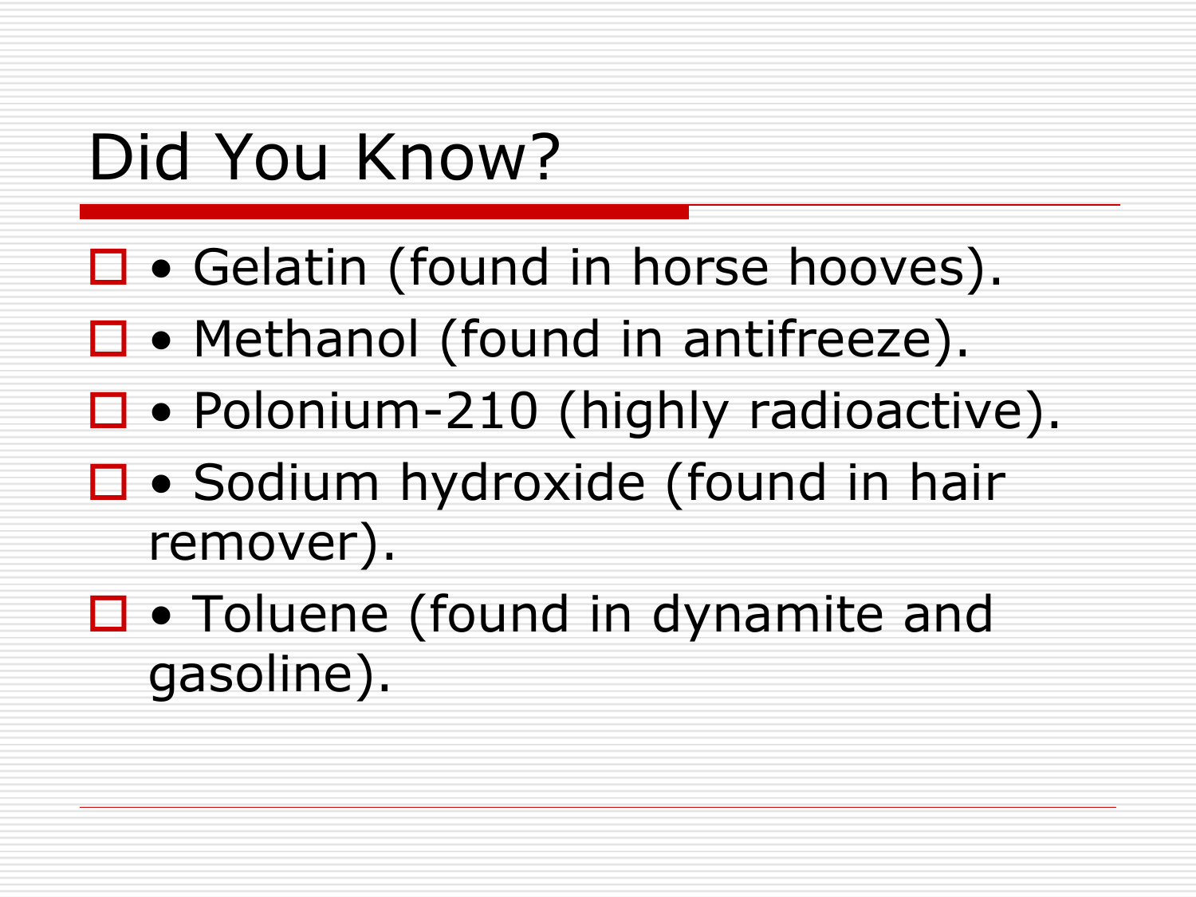# Did You Know?

- • Gelatin (found in horse hooves).
- • Methanol (found in antifreeze).
- • Polonium-210 (highly radioactive).
- • Sodium hydroxide (found in hair remover).
- • Toluene (found in dynamite and gasoline).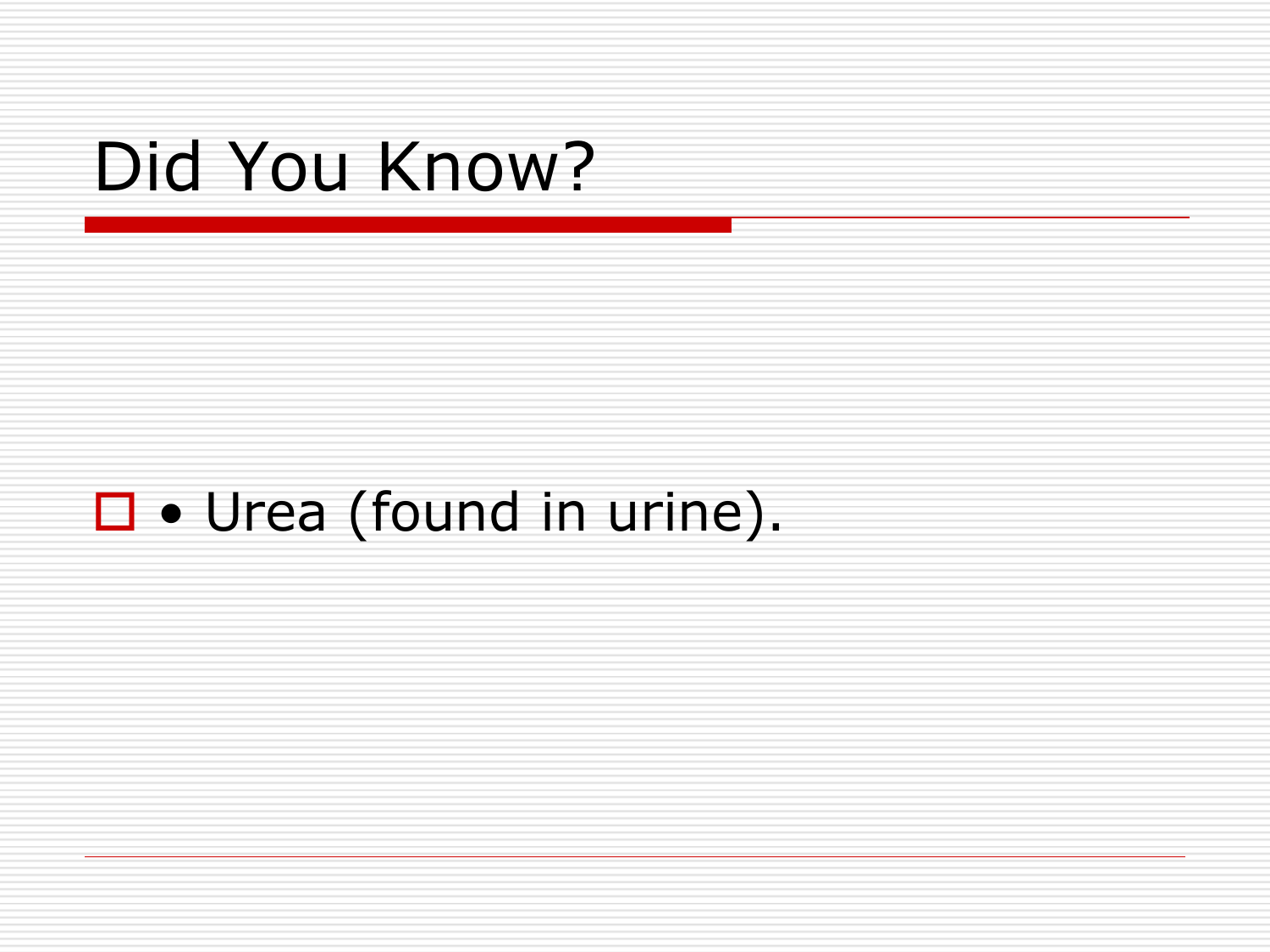# Did You Know?

- • Urea (found in urine).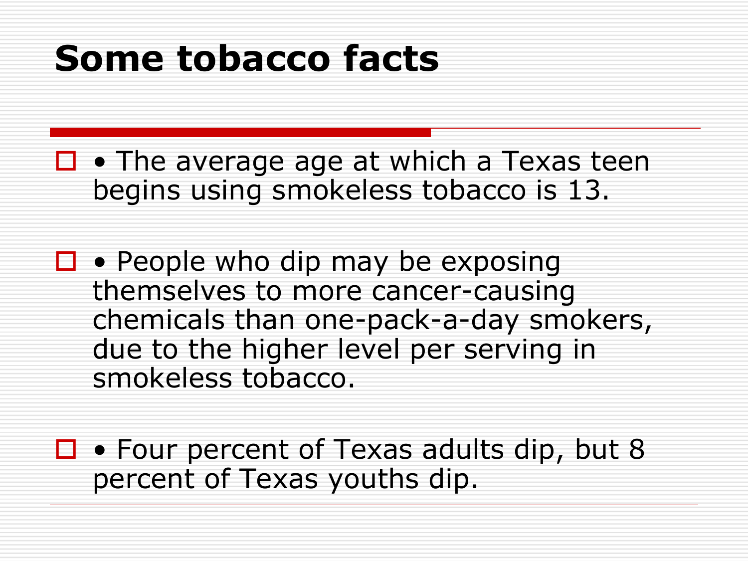# Some tobacco facts

- • The average age at which a Texas teen begins using smokeless tobacco is 13.
- • People who dip may be exposing themselves to more cancer-causing chemicals than one-pack-a-day smokers, due to the higher level per serving in smokeless tobacco.
- • Four percent of Texas adults dip, but 8 percent of Texas youths dip.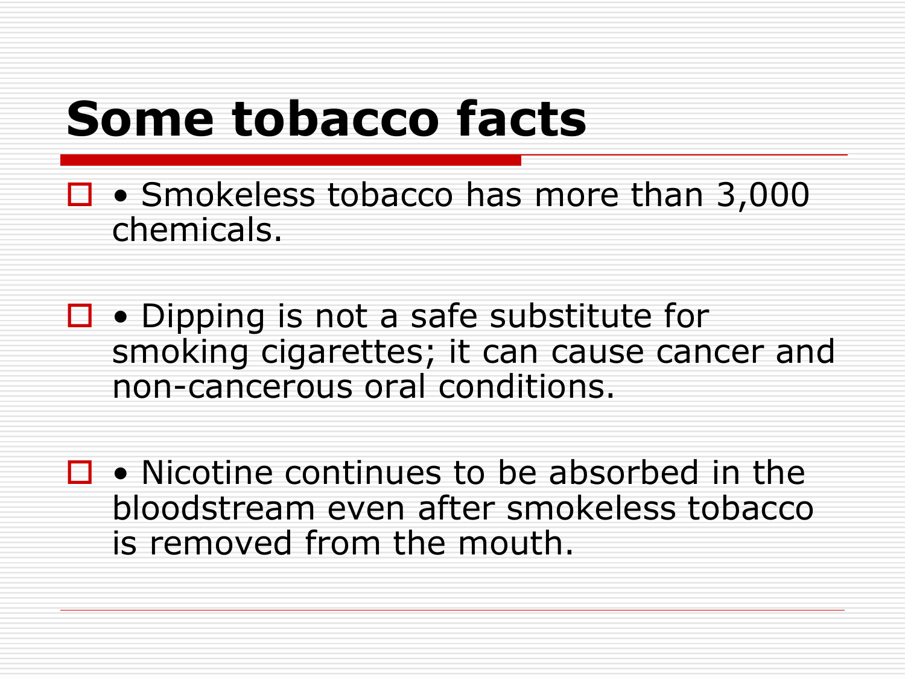# Some tobacco facts

- • Smokeless tobacco has more than 3,000 chemicals.
- • Dipping is not a safe substitute for smoking cigarettes; it can cause cancer and non-cancerous oral conditions.
- • Nicotine continues to be absorbed in the bloodstream even after smokeless tobacco is removed from the mouth.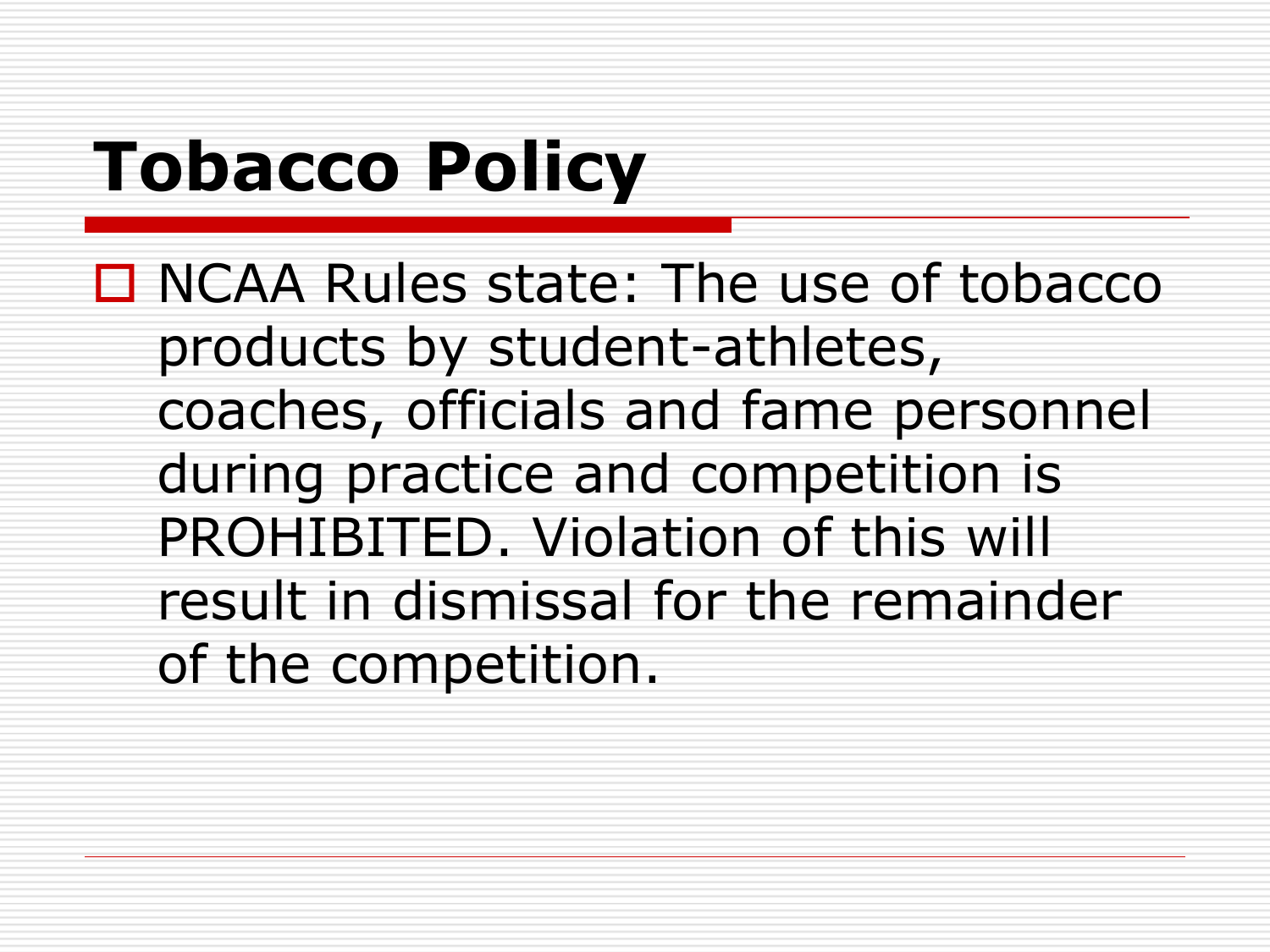# Tobacco Policy

- NCAA Rules state: The use of tobacco products by student-athletes, coaches, officials and fame personnel during practice and competition is PROHIBITED. Violation of this will result in dismissal for the remainder of the competition.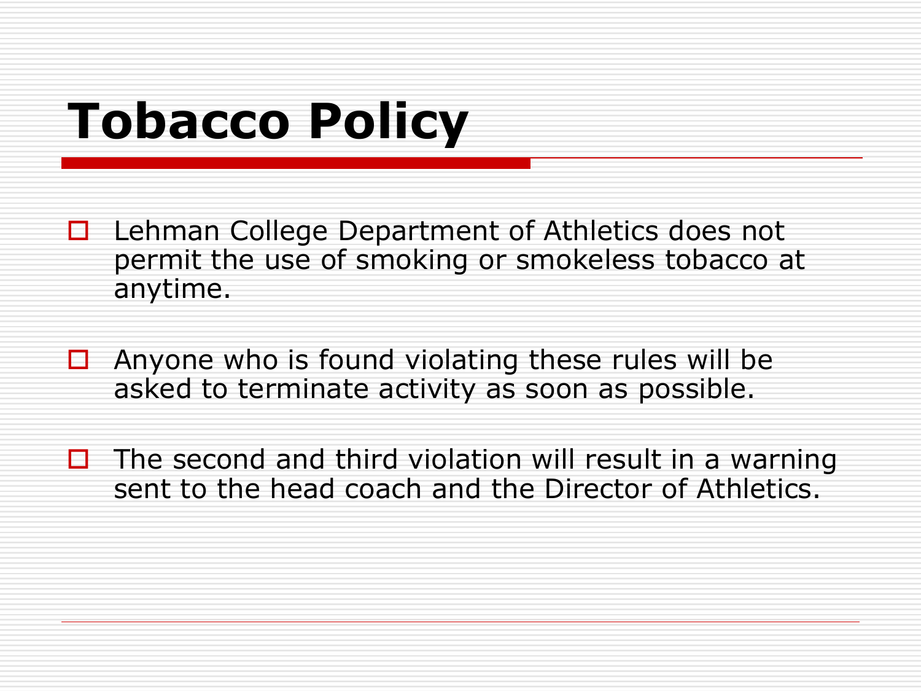# Tobacco Policy

- Lehman College Department of Athletics does not permit the use of smoking or smokeless tobacco at anytime.
- Anyone who is found violating these rules will be asked to terminate activity as soon as possible.
- The second and third violation will result in a warning sent to the head coach and the Director of Athletics.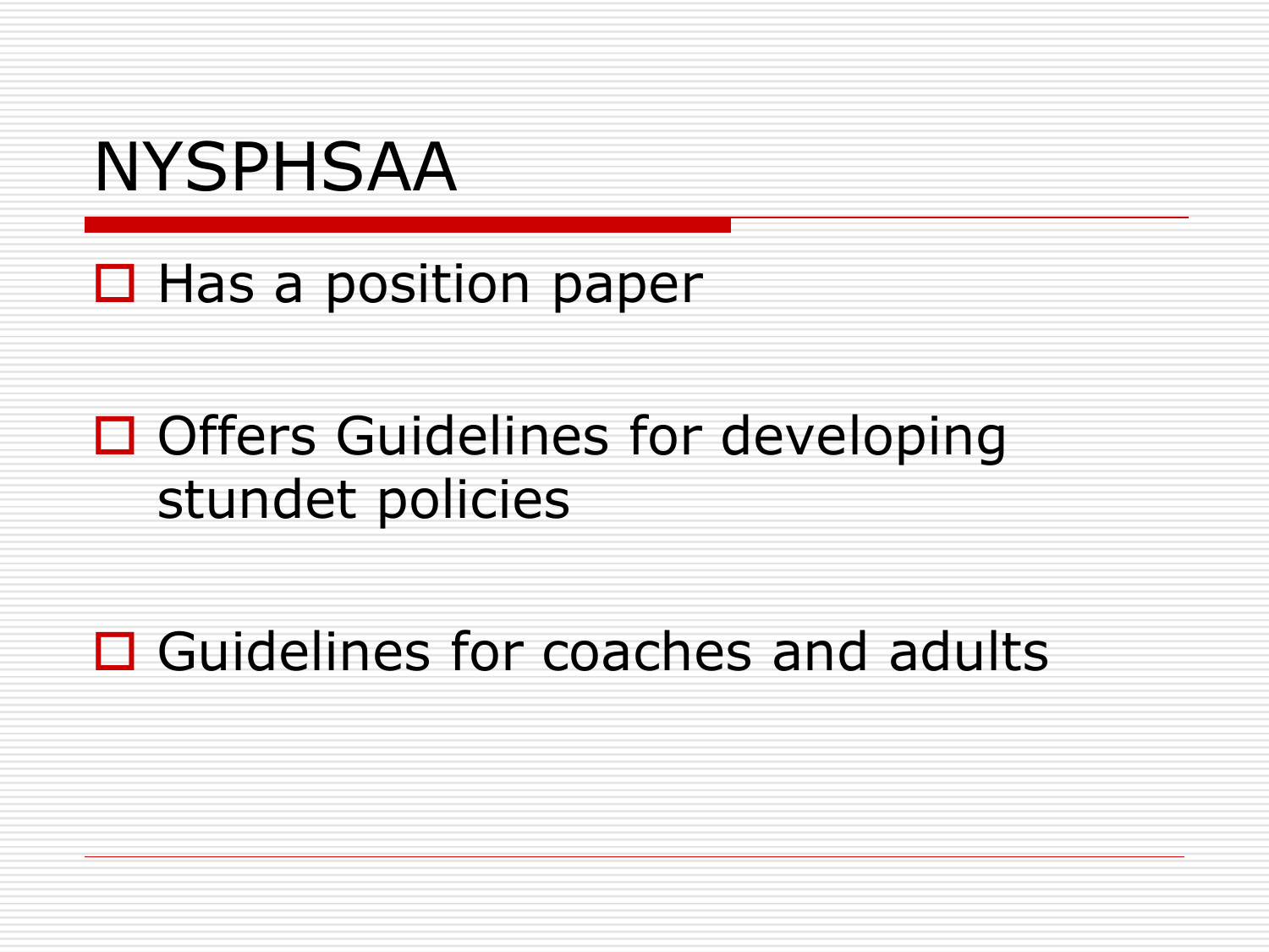# NYSPHSAA

- Has a position paper
- Offers Guidelines for developing stundet policies
- Guidelines for coaches and adults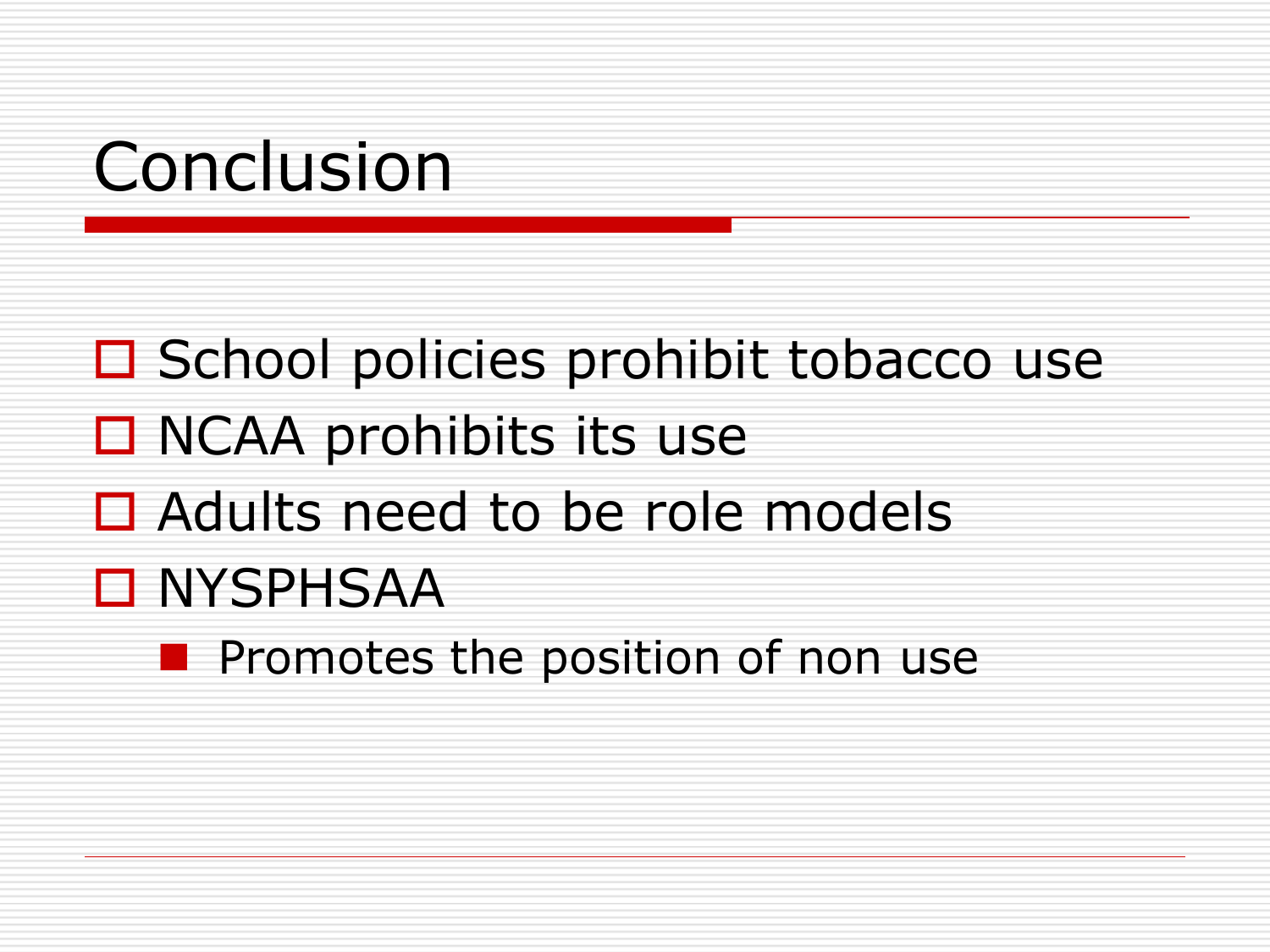# Conclusion

- School policies prohibit tobacco use
- NCAA prohibits its use
- Adults need to be role models
- NYSPHSAA
  - Promotes the position of non use